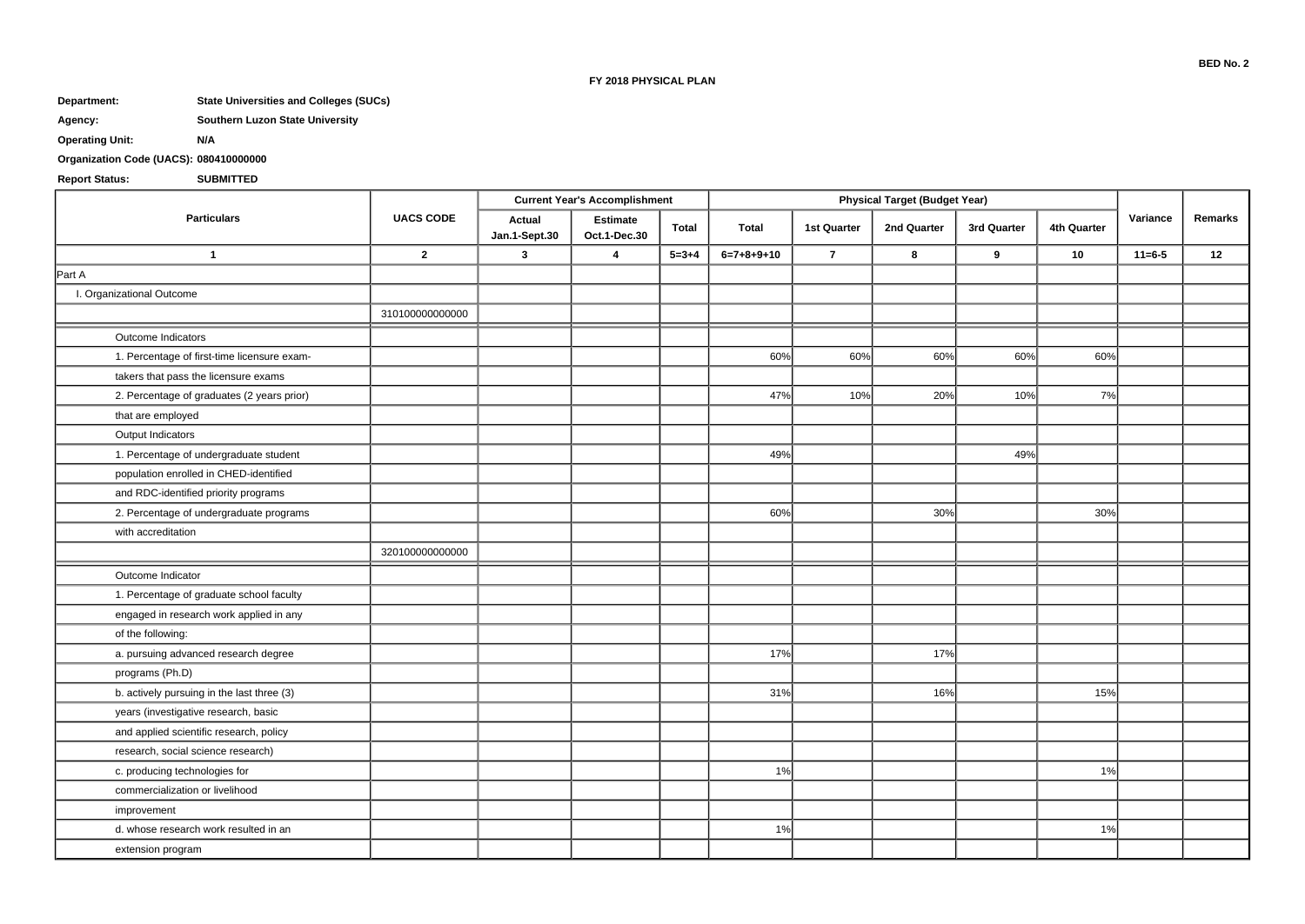BED No. 2

**FY 2018 PHYSICAL PLAN**

**Department:** State Universities and Colleges (SUCs)

**Agency:** Southern Luzon State University

**Operating Unit:** N/A

**Organization Code (UACS):** 080410000000

**Report Status:** SUBMITTED

| Particulars | UACS CODE | Current Year's Accomplishment | | | Physical Target (Budget Year) | | | | | Variance | Remarks |
|---|---|---|---|---|---|---|---|---|---|---|---|
| | | Actual Jan.1-Sept.30 | Estimate Oct.1-Dec.30 | Total | Total | 1st Quarter | 2nd Quarter | 3rd Quarter | 4th Quarter | | |
| 1 | 2 | 3 | 4 | 5=3+4 | 6=7+8+9+10 | 7 | 8 | 9 | 10 | 11=6-5 | 12 |
| Part A | | | | | | | | | | | |
| I. Organizational Outcome | | | | | | | | | | | |
| | 310100000000000 | | | | | | | | | | |
| Outcome Indicators | | | | | | | | | | | |
| 1. Percentage of first-time licensure exam- | | | | | 60% | 60% | 60% | 60% | 60% | | |
| takers that pass the licensure exams | | | | | | | | | | | |
| 2. Percentage of graduates (2 years prior) | | | | | 47% | 10% | 20% | 10% | 7% | | |
| that are employed | | | | | | | | | | | |
| Output Indicators | | | | | | | | | | | |
| 1. Percentage of undergraduate student | | | | | 49% | | | 49% | | | |
| population enrolled in CHED-identified | | | | | | | | | | | |
| and RDC-identified priority programs | | | | | | | | | | | |
| 2. Percentage of undergraduate programs | | | | | 60% | | 30% | | 30% | | |
| with accreditation | | | | | | | | | | | |
| | 320100000000000 | | | | | | | | | | |
| Outcome Indicator | | | | | | | | | | | |
| 1. Percentage of graduate school faculty | | | | | | | | | | | |
| engaged in research work applied in any | | | | | | | | | | | |
| of the following: | | | | | | | | | | | |
| a. pursuing advanced research degree | | | | | 17% | | 17% | | | | |
| programs (Ph.D) | | | | | | | | | | | |
| b. actively pursuing in the last three (3) | | | | | 31% | | 16% | | 15% | | |
| years (investigative research, basic | | | | | | | | | | | |
| and applied scientific research, policy | | | | | | | | | | | |
| research, social science research) | | | | | | | | | | | |
| c. producing technologies for | | | | | 1% | | | | 1% | | |
| commercialization or livelihood | | | | | | | | | | | |
| improvement | | | | | | | | | | | |
| d. whose research work resulted in an | | | | | 1% | | | | 1% | | |
| extension program | | | | | | | | | | | |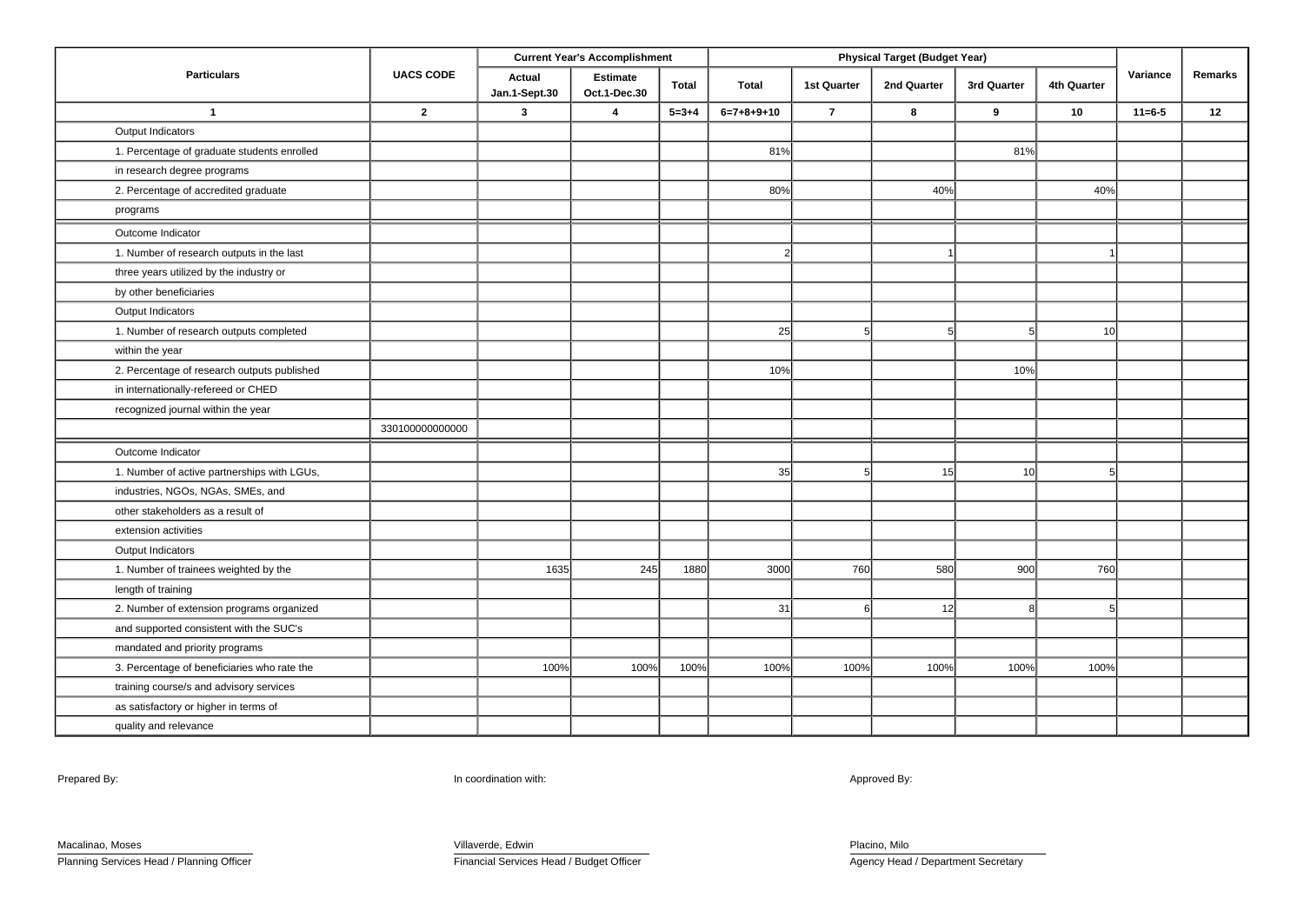| Particulars | UACS CODE | Current Year's Accomplishment | | | Physical Target (Budget Year) | | | | | Variance | Remarks |
|---|---|---|---|---|---|---|---|---|---|---|---|
| | | Actual Jan.1-Sept.30 | Estimate Oct.1-Dec.30 | Total | Total | 1st Quarter | 2nd Quarter | 3rd Quarter | 4th Quarter | | |
| 1 | 2 | 3 | 4 | 5=3+4 | 6=7+8+9+10 | 7 | 8 | 9 | 10 | 11=6-5 | 12 |
| Output Indicators | | | | | | | | | | | |
| 1. Percentage of graduate students enrolled | | | | | 81% | | | 81% | | | |
| in research degree programs | | | | | | | | | | | |
| 2. Percentage of accredited graduate | | | | | 80% | | 40% | | 40% | | |
| programs | | | | | | | | | | | |
| Outcome Indicator | | | | | | | | | | | |
| 1. Number of research outputs in the last | | | | | 2 | | 1 | | 1 | | |
| three years utilized by the industry or | | | | | | | | | | | |
| by other beneficiaries | | | | | | | | | | | |
| Output Indicators | | | | | | | | | | | |
| 1. Number of research outputs completed | | | | | 25 | 5 | 5 | 5 | 10 | | |
| within the year | | | | | | | | | | | |
| 2. Percentage of research outputs published | | | | | 10% | | | 10% | | | |
| in internationally-refereed or CHED | | | | | | | | | | | |
| recognized journal within the year | | | | | | | | | | | |
| | 330100000000000 | | | | | | | | | | |
| Outcome Indicator | | | | | | | | | | | |
| 1. Number of active partnerships with LGUs, | | | | | 35 | 5 | 15 | 10 | 5 | | |
| industries, NGOs, NGAs, SMEs, and | | | | | | | | | | | |
| other stakeholders as a result of | | | | | | | | | | | |
| extension activities | | | | | | | | | | | |
| Output Indicators | | | | | | | | | | | |
| 1. Number of trainees weighted by the | | 1635 | 245 | 1880 | 3000 | 760 | 580 | 900 | 760 | | |
| length of training | | | | | | | | | | | |
| 2. Number of extension programs organized | | | | | 31 | 6 | 12 | 8 | 5 | | |
| and supported consistent with the SUC's | | | | | | | | | | | |
| mandated and priority programs | | | | | | | | | | | |
| 3. Percentage of beneficiaries who rate the | | 100% | 100% | 100% | 100% | 100% | 100% | 100% | 100% | | |
| training course/s and advisory services | | | | | | | | | | | |
| as satisfactory or higher in terms of | | | | | | | | | | | |
| quality and relevance | | | | | | | | | | | |

Prepared By:

Macalinao, Moses
Planning Services Head / Planning Officer

In coordination with:

Villaverde, Edwin
Financial Services Head / Budget Officer

Approved By:

Placino, Milo
Agency Head / Department Secretary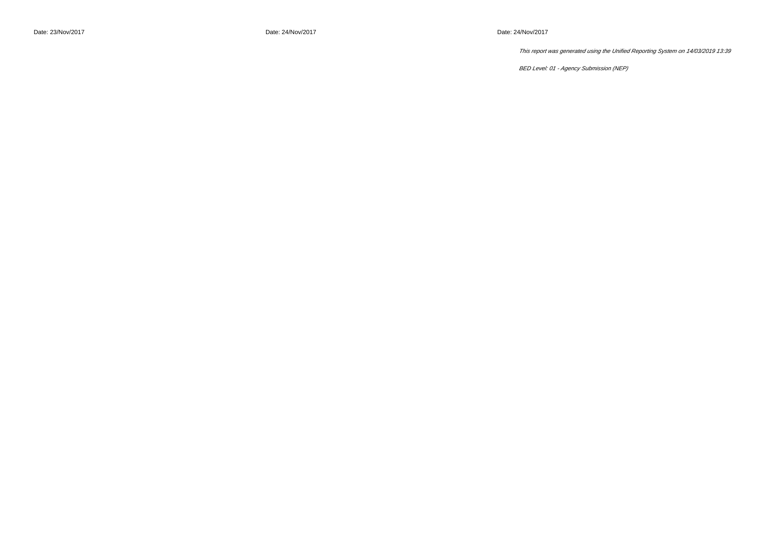Date: 23/Nov/2017

Date: 24/Nov/2017

Date: 24/Nov/2017

*This report was generated using the Unified Reporting System on 14/03/2019 13:39*

*BED Level: 01 - Agency Submission (NEP)*